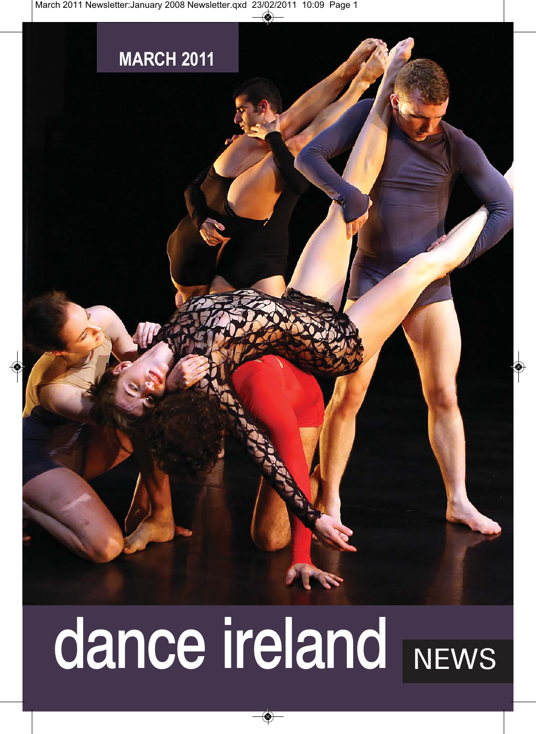**MARCH 2011**

# dance ireland NEWS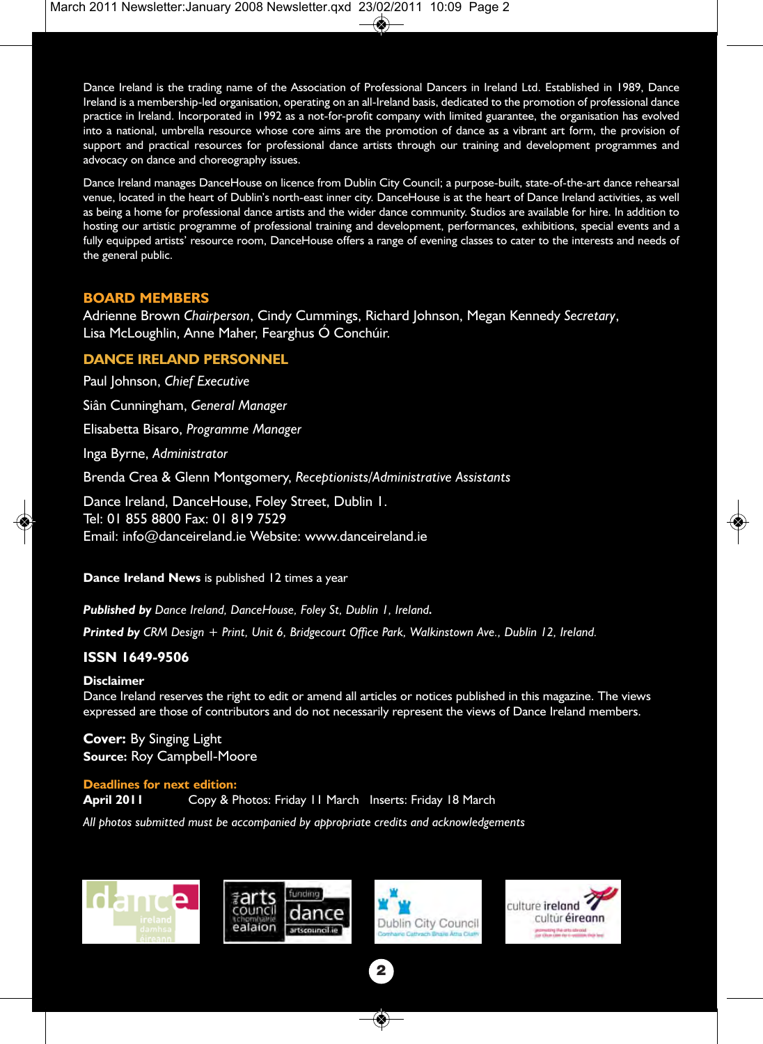Dance Ireland is the trading name of the Association of Professional Dancers in Ireland Ltd. Established in 1989, Dance Ireland is a membership-led organisation, operating on an all-Ireland basis, dedicated to the promotion of professional dance practice in Ireland. Incorporated in 1992 as a not-for-profit company with limited guarantee, the organisation has evolved into a national, umbrella resource whose core aims are the promotion of dance as a vibrant art form, the provision of support and practical resources for professional dance artists through our training and development programmes and advocacy on dance and choreography issues.

Dance Ireland manages DanceHouse on licence from Dublin City Council; a purpose-built, state-of-the-art dance rehearsal venue, located in the heart of Dublin's north-east inner city. DanceHouse is at the heart of Dance Ireland activities, as well as being a home for professional dance artists and the wider dance community. Studios are available for hire. In addition to hosting our artistic programme of professional training and development, performances, exhibitions, special events and a fully equipped artists' resource room, DanceHouse offers a range of evening classes to cater to the interests and needs of the general public.

## BOARD MEMBERS

Adrienne Brown *Chairperson*, Cindy Cummings, Richard Johnson, Megan Kennedy *Secretary*, Lisa McLoughlin, Anne Maher, Fearghus Ó Conchúir.

## DANCE IRELAND PERSONNEL

Paul Johnson, *Chief Executive*

Siân Cunningham, *General Manager*

Elisabetta Bisaro, *Programme Manager*

Inga Byrne, *Administrator*

Brenda Crea & Glenn Montgomery, *Receptionists/Administrative Assistants*

Dance Ireland, DanceHouse, Foley Street, Dublin 1.
Tel: 01 855 8800 Fax: 01 819 7529
Email: info@danceireland.ie Website: www.danceireland.ie

**Dance Ireland News** is published 12 times a year

***Published by*** *Dance Ireland, DanceHouse, Foley St, Dublin 1, Ireland.*

***Printed by*** *CRM Design + Print, Unit 6, Bridgecourt Office Park, Walkinstown Ave., Dublin 12, Ireland.*

**ISSN 1649-9506**

**Disclaimer**
Dance Ireland reserves the right to edit or amend all articles or notices published in this magazine. The views expressed are those of contributors and do not necessarily represent the views of Dance Ireland members.

**Cover:** By Singing Light
**Source:** Roy Campbell-Moore

**Deadlines for next edition:**
**April 2011** Copy & Photos: Friday 11 March Inserts: Friday 18 March

*All photos submitted must be accompanied by appropriate credits and acknowledgements*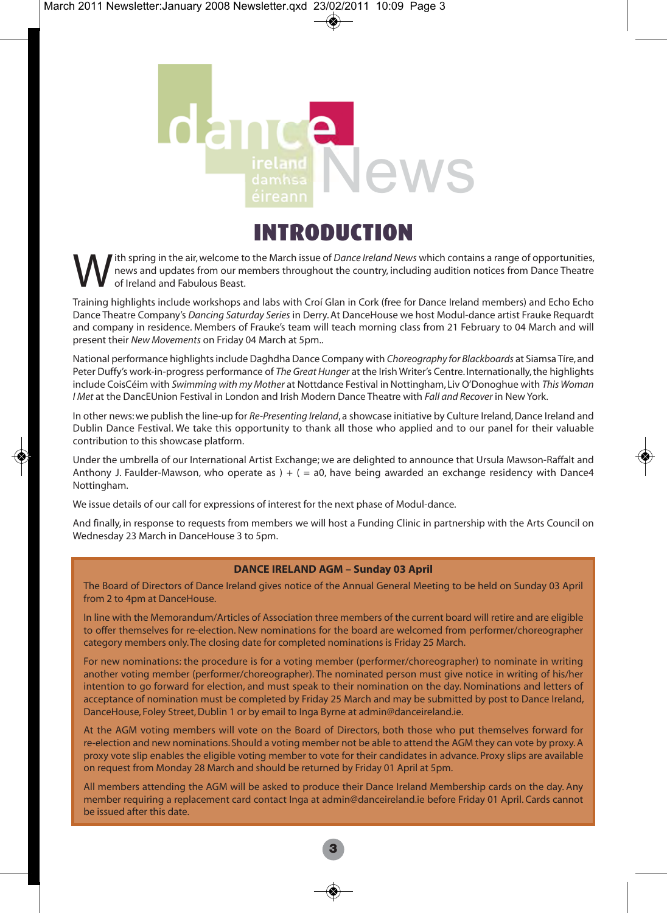dance ireland damhsa éireann News

# INTRODUCTION

With spring in the air, welcome to the March issue of *Dance Ireland News* which contains a range of opportunities, news and updates from our members throughout the country, including audition notices from Dance Theatre of Ireland and Fabulous Beast.

Training highlights include workshops and labs with Croí Glan in Cork (free for Dance Ireland members) and Echo Echo Dance Theatre Company's *Dancing Saturday Series* in Derry. At DanceHouse we host Modul-dance artist Frauke Requardt and company in residence. Members of Frauke's team will teach morning class from 21 February to 04 March and will present their *New Movements* on Friday 04 March at 5pm..

National performance highlights include Daghdha Dance Company with *Choreography for Blackboards* at Siamsa Tíre, and Peter Duffy's work-in-progress performance of *The Great Hunger* at the Irish Writer's Centre. Internationally, the highlights include CoisCéim with *Swimming with my Mother* at Nottdance Festival in Nottingham, Liv O'Donoghue with *This Woman I Met* at the DancEUnion Festival in London and Irish Modern Dance Theatre with *Fall and Recover* in New York.

In other news: we publish the line-up for *Re-Presenting Ireland*, a showcase initiative by Culture Ireland, Dance Ireland and Dublin Dance Festival. We take this opportunity to thank all those who applied and to our panel for their valuable contribution to this showcase platform.

Under the umbrella of our International Artist Exchange; we are delighted to announce that Ursula Mawson-Raffalt and Anthony J. Faulder-Mawson, who operate as ) + ( = a0, have being awarded an exchange residency with Dance4 Nottingham.

We issue details of our call for expressions of interest for the next phase of Modul-dance.

And finally, in response to requests from members we will host a Funding Clinic in partnership with the Arts Council on Wednesday 23 March in DanceHouse 3 to 5pm.

**DANCE IRELAND AGM – Sunday 03 April**

The Board of Directors of Dance Ireland gives notice of the Annual General Meeting to be held on Sunday 03 April from 2 to 4pm at DanceHouse.

In line with the Memorandum/Articles of Association three members of the current board will retire and are eligible to offer themselves for re-election. New nominations for the board are welcomed from performer/choreographer category members only. The closing date for completed nominations is Friday 25 March.

For new nominations: the procedure is for a voting member (performer/choreographer) to nominate in writing another voting member (performer/choreographer). The nominated person must give notice in writing of his/her intention to go forward for election, and must speak to their nomination on the day. Nominations and letters of acceptance of nomination must be completed by Friday 25 March and may be submitted by post to Dance Ireland, DanceHouse, Foley Street, Dublin 1 or by email to Inga Byrne at admin@danceireland.ie.

At the AGM voting members will vote on the Board of Directors, both those who put themselves forward for re-election and new nominations. Should a voting member not be able to attend the AGM they can vote by proxy. A proxy vote slip enables the eligible voting member to vote for their candidates in advance. Proxy slips are available on request from Monday 28 March and should be returned by Friday 01 April at 5pm.

All members attending the AGM will be asked to produce their Dance Ireland Membership cards on the day. Any member requiring a replacement card contact Inga at admin@danceireland.ie before Friday 01 April. Cards cannot be issued after this date.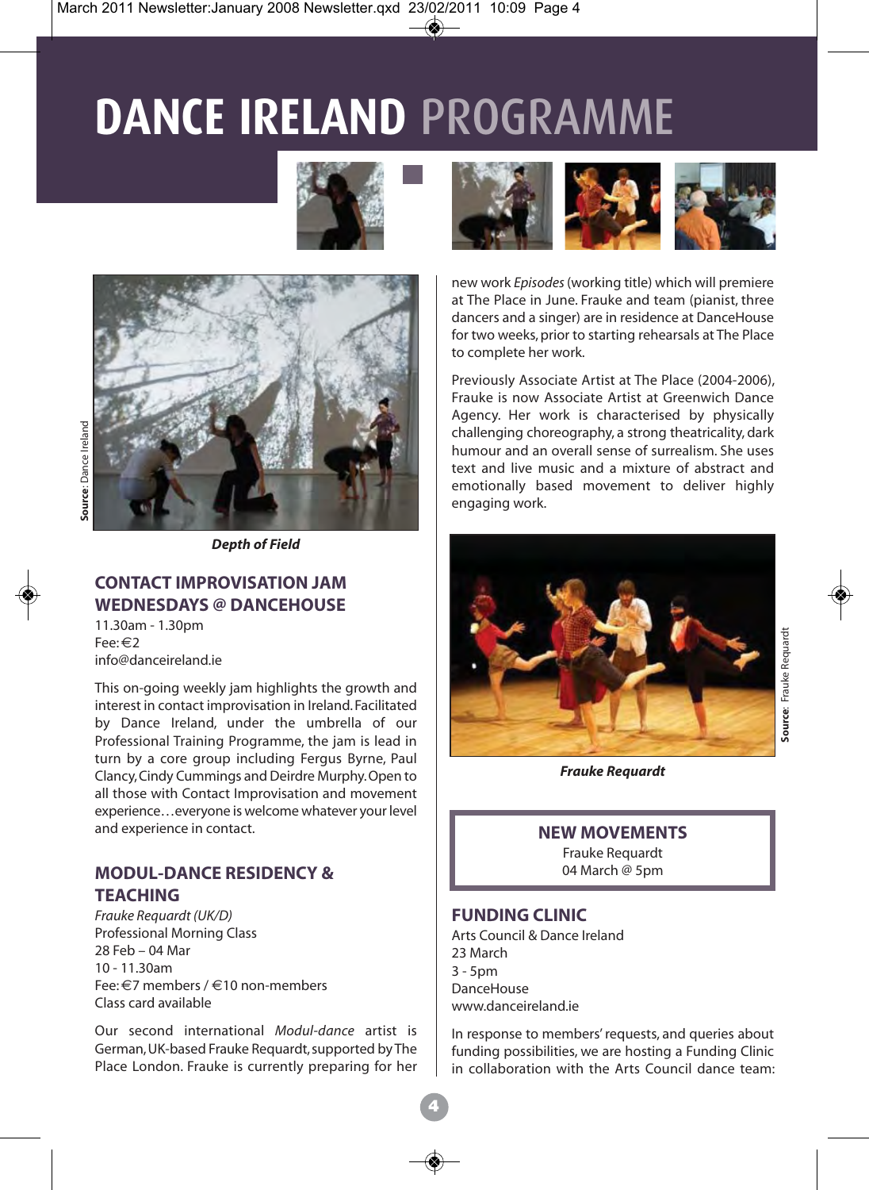# DANCE IRELAND PROGRAMME

Source: Dance Ireland

*Depth of Field*

## CONTACT IMPROVISATION JAM WEDNESDAYS @ DANCEHOUSE

11.30am - 1.30pm
Fee: €2
info@danceireland.ie

This on-going weekly jam highlights the growth and interest in contact improvisation in Ireland. Facilitated by Dance Ireland, under the umbrella of our Professional Training Programme, the jam is lead in turn by a core group including Fergus Byrne, Paul Clancy, Cindy Cummings and Deirdre Murphy. Open to all those with Contact Improvisation and movement experience…everyone is welcome whatever your level and experience in contact.

## MODUL-DANCE RESIDENCY & TEACHING

*Frauke Requardt (UK/D)*
Professional Morning Class
28 Feb – 04 Mar
10 - 11.30am
Fee: €7 members / €10 non-members
Class card available

Our second international *Modul-dance* artist is German, UK-based Frauke Requardt, supported by The Place London. Frauke is currently preparing for her new work *Episodes* (working title) which will premiere at The Place in June. Frauke and team (pianist, three dancers and a singer) are in residence at DanceHouse for two weeks, prior to starting rehearsals at The Place to complete her work.

Previously Associate Artist at The Place (2004-2006), Frauke is now Associate Artist at Greenwich Dance Agency. Her work is characterised by physically challenging choreography, a strong theatricality, dark humour and an overall sense of surrealism. She uses text and live music and a mixture of abstract and emotionally based movement to deliver highly engaging work.

Source: Frauke Requardt

*Frauke Requardt*

**NEW MOVEMENTS**
Frauke Requardt
04 March @ 5pm

## FUNDING CLINIC

Arts Council & Dance Ireland
23 March
3 - 5pm
DanceHouse
www.danceireland.ie

In response to members' requests, and queries about funding possibilities, we are hosting a Funding Clinic in collaboration with the Arts Council dance team: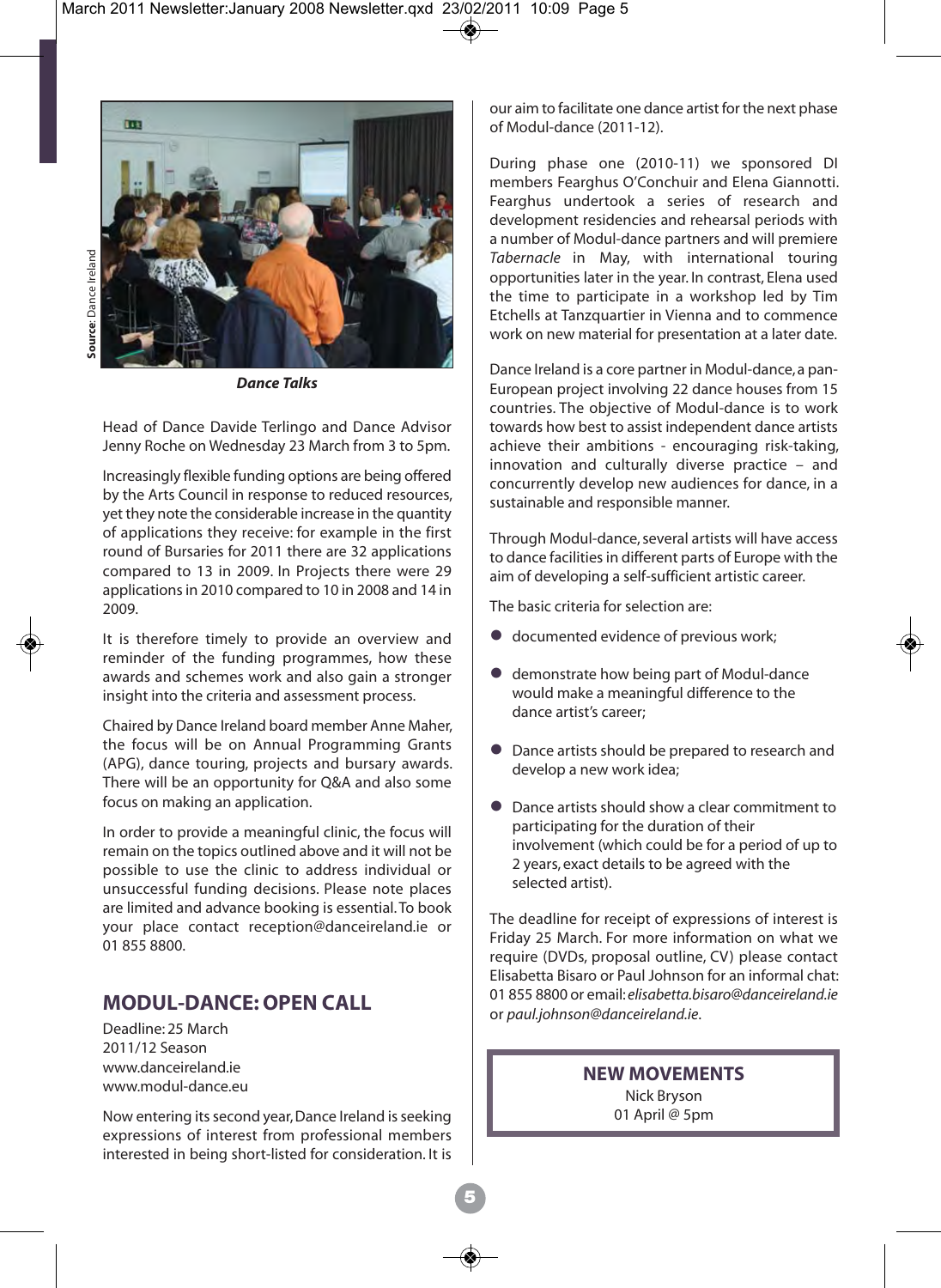Source: Dance Ireland

*Dance Talks*

Head of Dance Davide Terlingo and Dance Advisor Jenny Roche on Wednesday 23 March from 3 to 5pm.

Increasingly flexible funding options are being offered by the Arts Council in response to reduced resources, yet they note the considerable increase in the quantity of applications they receive: for example in the first round of Bursaries for 2011 there are 32 applications compared to 13 in 2009. In Projects there were 29 applications in 2010 compared to 10 in 2008 and 14 in 2009.

It is therefore timely to provide an overview and reminder of the funding programmes, how these awards and schemes work and also gain a stronger insight into the criteria and assessment process.

Chaired by Dance Ireland board member Anne Maher, the focus will be on Annual Programming Grants (APG), dance touring, projects and bursary awards. There will be an opportunity for Q&A and also some focus on making an application.

In order to provide a meaningful clinic, the focus will remain on the topics outlined above and it will not be possible to use the clinic to address individual or unsuccessful funding decisions. Please note places are limited and advance booking is essential. To book your place contact reception@danceireland.ie or 01 855 8800.

## MODUL-DANCE: OPEN CALL

Deadline: 25 March
2011/12 Season
www.danceireland.ie
www.modul-dance.eu

Now entering its second year, Dance Ireland is seeking expressions of interest from professional members interested in being short-listed for consideration. It is our aim to facilitate one dance artist for the next phase of Modul-dance (2011-12).

During phase one (2010-11) we sponsored DI members Fearghus O'Conchuir and Elena Giannotti. Fearghus undertook a series of research and development residencies and rehearsal periods with a number of Modul-dance partners and will premiere *Tabernacle* in May, with international touring opportunities later in the year. In contrast, Elena used the time to participate in a workshop led by Tim Etchells at Tanzquartier in Vienna and to commence work on new material for presentation at a later date.

Dance Ireland is a core partner in Modul-dance, a pan-European project involving 22 dance houses from 15 countries. The objective of Modul-dance is to work towards how best to assist independent dance artists achieve their ambitions - encouraging risk-taking, innovation and culturally diverse practice – and concurrently develop new audiences for dance, in a sustainable and responsible manner.

Through Modul-dance, several artists will have access to dance facilities in different parts of Europe with the aim of developing a self-sufficient artistic career.

The basic criteria for selection are:

- documented evidence of previous work;
- demonstrate how being part of Modul-dance would make a meaningful difference to the dance artist's career;
- Dance artists should be prepared to research and develop a new work idea;
- Dance artists should show a clear commitment to participating for the duration of their involvement (which could be for a period of up to 2 years, exact details to be agreed with the selected artist).

The deadline for receipt of expressions of interest is Friday 25 March. For more information on what we require (DVDs, proposal outline, CV) please contact Elisabetta Bisaro or Paul Johnson for an informal chat: 01 855 8800 or email: *elisabetta.bisaro@danceireland.ie* or *paul.johnson@danceireland.ie*.

**NEW MOVEMENTS**
Nick Bryson
01 April @ 5pm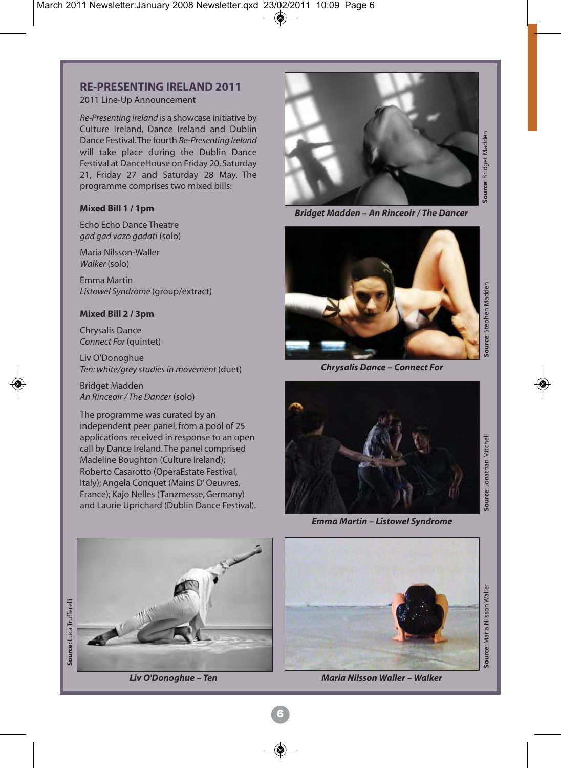## RE-PRESENTING IRELAND 2011

2011 Line-Up Announcement

*Re-Presenting Ireland* is a showcase initiative by Culture Ireland, Dance Ireland and Dublin Dance Festival. The fourth *Re-Presenting Ireland* will take place during the Dublin Dance Festival at DanceHouse on Friday 20, Saturday 21, Friday 27 and Saturday 28 May. The programme comprises two mixed bills:

**Mixed Bill 1 / 1pm**

Echo Echo Dance Theatre
*gad gad vazo gadati* (solo)

Maria Nilsson-Waller
*Walker* (solo)

Emma Martin
*Listowel Syndrome* (group/extract)

**Mixed Bill 2 / 3pm**

Chrysalis Dance
*Connect For* (quintet)

Liv O'Donoghue
*Ten: white/grey studies in movement* (duet)

Bridget Madden
*An Rinceoir / The Dancer* (solo)

The programme was curated by an independent peer panel, from a pool of 25 applications received in response to an open call by Dance Ireland. The panel comprised Madeline Boughton (Culture Ireland); Roberto Casarotto (OperaEstate Festival, Italy); Angela Conquet (Mains D' Oeuvres, France); Kajo Nelles (Tanzmesse, Germany) and Laurie Uprichard (Dublin Dance Festival).

**Source**: Bridget Madden

***Bridget Madden – An Rinceoir / The Dancer***

**Source**: Stephen Madden

***Chrysalis Dance – Connect For***

**Source**: Jonathan Mitchell

***Emma Martin – Listowel Syndrome***

**Source**: Luca Truffarelli

***Liv O'Donoghue – Ten***

**Source**: Maria Nilsson Waller

***Maria Nilsson Waller – Walker***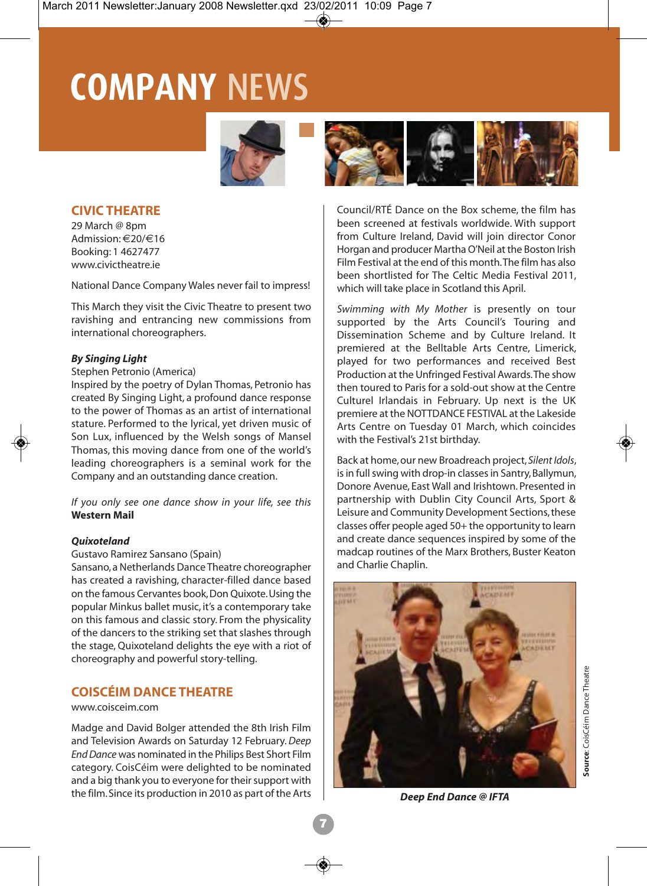# COMPANY NEWS

## CIVIC THEATRE

29 March @ 8pm
Admission: €20/€16
Booking: 1 4627477
www.civictheatre.ie

National Dance Company Wales never fail to impress!

This March they visit the Civic Theatre to present two ravishing and entrancing new commissions from international choreographers.

***By Singing Light***
Stephen Petronio (America)
Inspired by the poetry of Dylan Thomas, Petronio has created By Singing Light, a profound dance response to the power of Thomas as an artist of international stature. Performed to the lyrical, yet driven music of Son Lux, influenced by the Welsh songs of Mansel Thomas, this moving dance from one of the world's leading choreographers is a seminal work for the Company and an outstanding dance creation.

*If you only see one dance show in your life, see this*
**Western Mail**

***Quixoteland***
Gustavo Ramirez Sansano (Spain)
Sansano, a Netherlands Dance Theatre choreographer has created a ravishing, character-filled dance based on the famous Cervantes book, Don Quixote. Using the popular Minkus ballet music, it's a contemporary take on this famous and classic story. From the physicality of the dancers to the striking set that slashes through the stage, Quixoteland delights the eye with a riot of choreography and powerful story-telling.

## COISCÉIM DANCE THEATRE

www.coisceim.com

Madge and David Bolger attended the 8th Irish Film and Television Awards on Saturday 12 February. *Deep End Dance* was nominated in the Philips Best Short Film category. CoisCéim were delighted to be nominated and a big thank you to everyone for their support with the film. Since its production in 2010 as part of the Arts Council/RTÉ Dance on the Box scheme, the film has been screened at festivals worldwide. With support from Culture Ireland, David will join director Conor Horgan and producer Martha O'Neil at the Boston Irish Film Festival at the end of this month. The film has also been shortlisted for The Celtic Media Festival 2011, which will take place in Scotland this April.

*Swimming with My Mother* is presently on tour supported by the Arts Council's Touring and Dissemination Scheme and by Culture Ireland. It premiered at the Belltable Arts Centre, Limerick, played for two performances and received Best Production at the Unfringed Festival Awards. The show then toured to Paris for a sold-out show at the Centre Culturel Irlandais in February. Up next is the UK premiere at the NOTTDANCE FESTIVAL at the Lakeside Arts Centre on Tuesday 01 March, which coincides with the Festival's 21st birthday.

Back at home, our new Broadreach project, *Silent Idols*, is in full swing with drop-in classes in Santry, Ballymun, Donore Avenue, East Wall and Irishtown. Presented in partnership with Dublin City Council Arts, Sport & Leisure and Community Development Sections, these classes offer people aged 50+ the opportunity to learn and create dance sequences inspired by some of the madcap routines of the Marx Brothers, Buster Keaton and Charlie Chaplin.

***Deep End Dance @ IFTA***

**Source:** CoisCéim Dance Theatre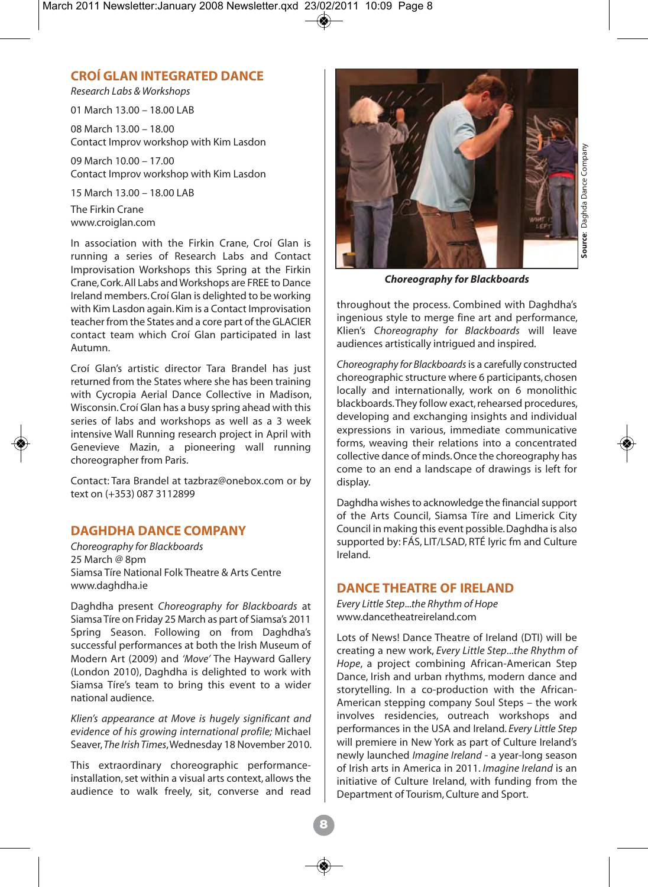## CROÍ GLAN INTEGRATED DANCE

*Research Labs & Workshops*

01 March 13.00 – 18.00 LAB

08 March 13.00 – 18.00
Contact Improv workshop with Kim Lasdon

09 March 10.00 – 17.00
Contact Improv workshop with Kim Lasdon

15 March 13.00 – 18.00 LAB

The Firkin Crane
www.croiglan.com

In association with the Firkin Crane, Croí Glan is running a series of Research Labs and Contact Improvisation Workshops this Spring at the Firkin Crane, Cork. All Labs and Workshops are FREE to Dance Ireland members. Croí Glan is delighted to be working with Kim Lasdon again. Kim is a Contact Improvisation teacher from the States and a core part of the GLACIER contact team which Croí Glan participated in last Autumn.

Croí Glan's artistic director Tara Brandel has just returned from the States where she has been training with Cycropia Aerial Dance Collective in Madison, Wisconsin. Croí Glan has a busy spring ahead with this series of labs and workshops as well as a 3 week intensive Wall Running research project in April with Genevieve Mazin, a pioneering wall running choreographer from Paris.

Contact: Tara Brandel at tazbraz@onebox.com or by text on (+353) 087 3112899

## DAGHDHA DANCE COMPANY

*Choreography for Blackboards*
25 March @ 8pm
Siamsa Tíre National Folk Theatre & Arts Centre
www.daghdha.ie

Daghdha present *Choreography for Blackboards* at Siamsa Tíre on Friday 25 March as part of Siamsa's 2011 Spring Season. Following on from Daghdha's successful performances at both the Irish Museum of Modern Art (2009) and *'Move'* The Hayward Gallery (London 2010), Daghdha is delighted to work with Siamsa Tíre's team to bring this event to a wider national audience.

*Klien's appearance at Move is hugely significant and evidence of his growing international profile;* Michael Seaver, *The Irish Times*, Wednesday 18 November 2010.

This extraordinary choreographic performance-installation, set within a visual arts context, allows the audience to walk freely, sit, converse and read throughout the process. Combined with Daghdha's ingenious style to merge fine art and performance, Klien's *Choreography for Blackboards* will leave audiences artistically intrigued and inspired.

**Source**: Daghda Dance Company

***Choreography for Blackboards***

*Choreography for Blackboards* is a carefully constructed choreographic structure where 6 participants, chosen locally and internationally, work on 6 monolithic blackboards. They follow exact, rehearsed procedures, developing and exchanging insights and individual expressions in various, immediate communicative forms, weaving their relations into a concentrated collective dance of minds. Once the choreography has come to an end a landscape of drawings is left for display.

Daghdha wishes to acknowledge the financial support of the Arts Council, Siamsa Tíre and Limerick City Council in making this event possible. Daghdha is also supported by: FÁS, LIT/LSAD, RTÉ lyric fm and Culture Ireland.

## DANCE THEATRE OF IRELAND

*Every Little Step...the Rhythm of Hope*
www.dancetheatreireland.com

Lots of News! Dance Theatre of Ireland (DTI) will be creating a new work, *Every Little Step...the Rhythm of Hope*, a project combining African-American Step Dance, Irish and urban rhythms, modern dance and storytelling. In a co-production with the African-American stepping company Soul Steps – the work involves residencies, outreach workshops and performances in the USA and Ireland. *Every Little Step* will premiere in New York as part of Culture Ireland's newly launched *Imagine Ireland* - a year-long season of Irish arts in America in 2011. *Imagine Ireland* is an initiative of Culture Ireland, with funding from the Department of Tourism, Culture and Sport.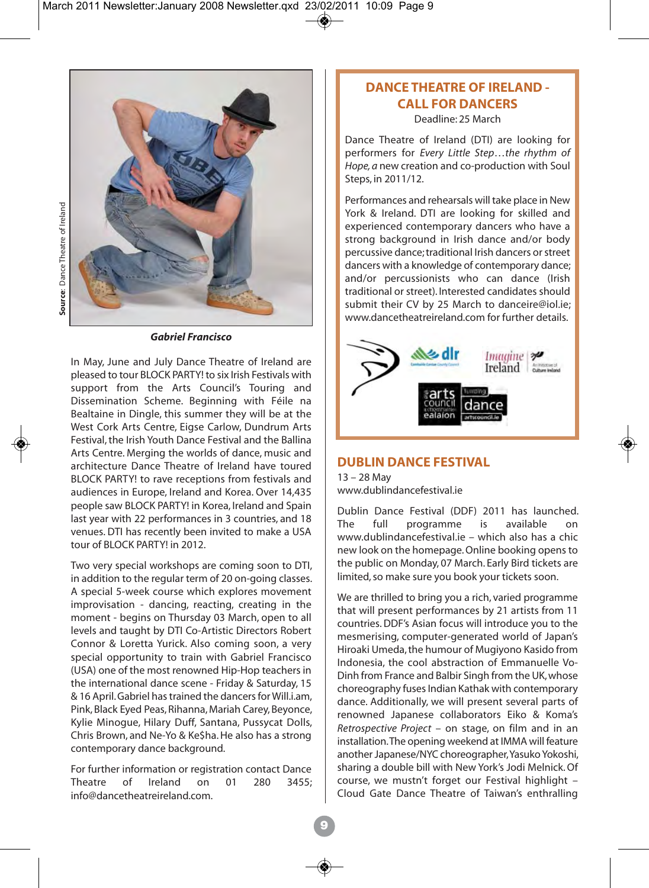Source: Dance Theatre of Ireland

***Gabriel Francisco***

In May, June and July Dance Theatre of Ireland are pleased to tour BLOCK PARTY! to six Irish Festivals with support from the Arts Council's Touring and Dissemination Scheme. Beginning with Féile na Bealtaine in Dingle, this summer they will be at the West Cork Arts Centre, Eigse Carlow, Dundrum Arts Festival, the Irish Youth Dance Festival and the Ballina Arts Centre. Merging the worlds of dance, music and architecture Dance Theatre of Ireland have toured BLOCK PARTY! to rave receptions from festivals and audiences in Europe, Ireland and Korea. Over 14,435 people saw BLOCK PARTY! in Korea, Ireland and Spain last year with 22 performances in 3 countries, and 18 venues. DTI has recently been invited to make a USA tour of BLOCK PARTY! in 2012.

Two very special workshops are coming soon to DTI, in addition to the regular term of 20 on-going classes. A special 5-week course which explores movement improvisation - dancing, reacting, creating in the moment - begins on Thursday 03 March, open to all levels and taught by DTI Co-Artistic Directors Robert Connor & Loretta Yurick. Also coming soon, a very special opportunity to train with Gabriel Francisco (USA) one of the most renowned Hip-Hop teachers in the international dance scene - Friday & Saturday, 15 & 16 April. Gabriel has trained the dancers for Will.i.am, Pink, Black Eyed Peas, Rihanna, Mariah Carey, Beyonce, Kylie Minogue, Hilary Duff, Santana, Pussycat Dolls, Chris Brown, and Ne-Yo & Ke$ha. He also has a strong contemporary dance background.

For further information or registration contact Dance Theatre of Ireland on 01 280 3455; info@dancetheatreireland.com.

## DANCE THEATRE OF IRELAND - CALL FOR DANCERS

Deadline: 25 March

Dance Theatre of Ireland (DTI) are looking for performers for *Every Little Step…the rhythm of Hope, a* new creation and co-production with Soul Steps, in 2011/12.

Performances and rehearsals will take place in New York & Ireland. DTI are looking for skilled and experienced contemporary dancers who have a strong background in Irish dance and/or body percussive dance; traditional Irish dancers or street dancers with a knowledge of contemporary dance; and/or percussionists who can dance (Irish traditional or street). Interested candidates should submit their CV by 25 March to danceire@iol.ie; www.dancetheatreireland.com for further details.

## DUBLIN DANCE FESTIVAL

13 – 28 May
www.dublindancefestival.ie

Dublin Dance Festival (DDF) 2011 has launched. The full programme is available on www.dublindancefestival.ie – which also has a chic new look on the homepage. Online booking opens to the public on Monday, 07 March. Early Bird tickets are limited, so make sure you book your tickets soon.

We are thrilled to bring you a rich, varied programme that will present performances by 21 artists from 11 countries. DDF's Asian focus will introduce you to the mesmerising, computer-generated world of Japan's Hiroaki Umeda, the humour of Mugiyono Kasido from Indonesia, the cool abstraction of Emmanuelle Vo-Dinh from France and Balbir Singh from the UK, whose choreography fuses Indian Kathak with contemporary dance. Additionally, we will present several parts of renowned Japanese collaborators Eiko & Koma's *Retrospective Project* – on stage, on film and in an installation. The opening weekend at IMMA will feature another Japanese/NYC choreographer, Yasuko Yokoshi, sharing a double bill with New York's Jodi Melnick. Of course, we mustn't forget our Festival highlight – Cloud Gate Dance Theatre of Taiwan's enthralling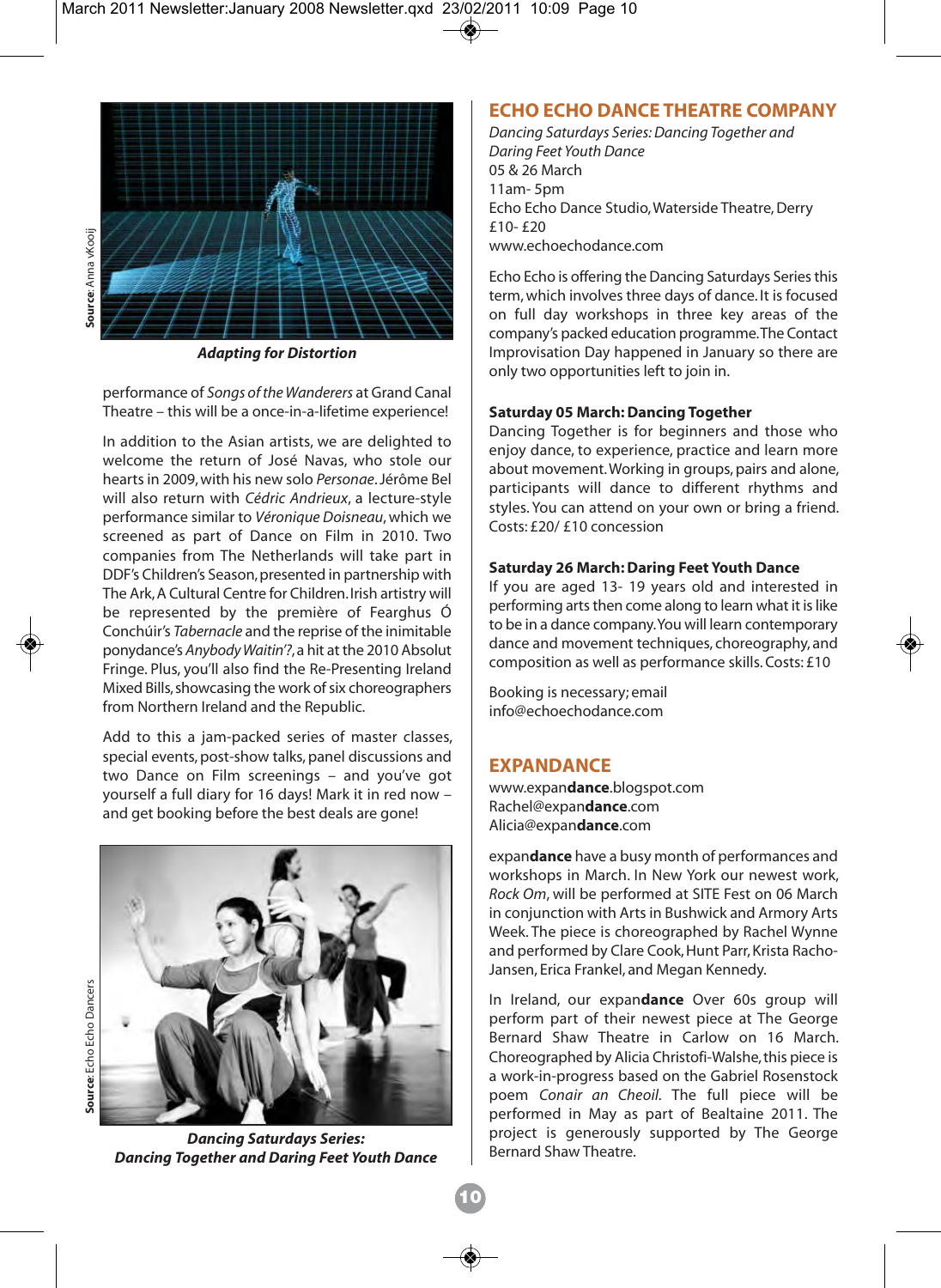*Adapting for Distortion*

Source: Anna vKooij

performance of *Songs of the Wanderers* at Grand Canal Theatre – this will be a once-in-a-lifetime experience!

In addition to the Asian artists, we are delighted to welcome the return of José Navas, who stole our hearts in 2009, with his new solo *Personae*. Jérôme Bel will also return with *Cédric Andrieux*, a lecture-style performance similar to *Véronique Doisneau*, which we screened as part of Dance on Film in 2010. Two companies from The Netherlands will take part in DDF's Children's Season, presented in partnership with The Ark, A Cultural Centre for Children. Irish artistry will be represented by the première of Fearghus Ó Conchúir's *Tabernacle* and the reprise of the inimitable ponydance's *Anybody Waitin'?*, a hit at the 2010 Absolut Fringe. Plus, you'll also find the Re-Presenting Ireland Mixed Bills, showcasing the work of six choreographers from Northern Ireland and the Republic.

Add to this a jam-packed series of master classes, special events, post-show talks, panel discussions and two Dance on Film screenings – and you've got yourself a full diary for 16 days! Mark it in red now – and get booking before the best deals are gone!

*Dancing Saturdays Series: Dancing Together and Daring Feet Youth Dance*

Source: Echo Echo Dancers

## ECHO ECHO DANCE THEATRE COMPANY

*Dancing Saturdays Series: Dancing Together and Daring Feet Youth Dance*
05 & 26 March
11am- 5pm
Echo Echo Dance Studio, Waterside Theatre, Derry
£10- £20
www.echoechodance.com

Echo Echo is offering the Dancing Saturdays Series this term, which involves three days of dance. It is focused on full day workshops in three key areas of the company's packed education programme. The Contact Improvisation Day happened in January so there are only two opportunities left to join in.

**Saturday 05 March: Dancing Together**
Dancing Together is for beginners and those who enjoy dance, to experience, practice and learn more about movement. Working in groups, pairs and alone, participants will dance to different rhythms and styles. You can attend on your own or bring a friend. Costs: £20/ £10 concession

**Saturday 26 March: Daring Feet Youth Dance**
If you are aged 13- 19 years old and interested in performing arts then come along to learn what it is like to be in a dance company. You will learn contemporary dance and movement techniques, choreography, and composition as well as performance skills. Costs: £10

Booking is necessary; email info@echoechodance.com

## EXPANDANCE

www.expan**dance**.blogspot.com
Rachel@expan**dance**.com
Alicia@expan**dance**.com

expan**dance** have a busy month of performances and workshops in March. In New York our newest work, *Rock Om*, will be performed at SITE Fest on 06 March in conjunction with Arts in Bushwick and Armory Arts Week. The piece is choreographed by Rachel Wynne and performed by Clare Cook, Hunt Parr, Krista Racho-Jansen, Erica Frankel, and Megan Kennedy.

In Ireland, our expan**dance** Over 60s group will perform part of their newest piece at The George Bernard Shaw Theatre in Carlow on 16 March. Choreographed by Alicia Christofi-Walshe, this piece is a work-in-progress based on the Gabriel Rosenstock poem *Conair an Cheoil*. The full piece will be performed in May as part of Bealtaine 2011. The project is generously supported by The George Bernard Shaw Theatre.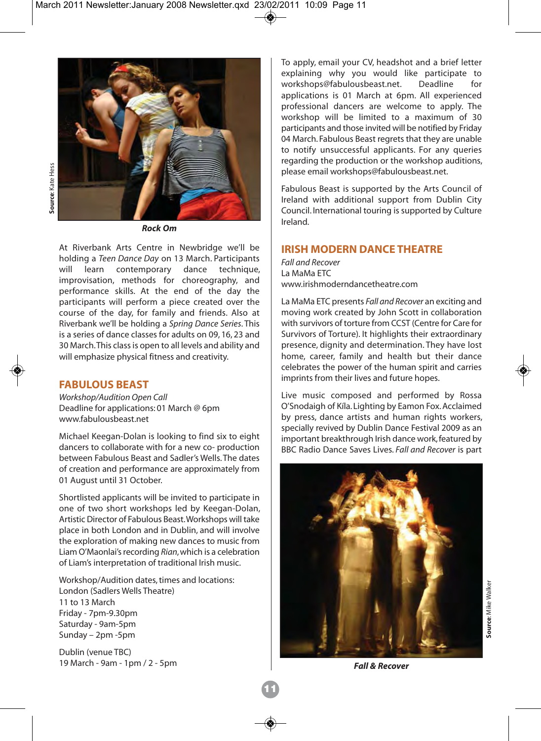Source: Kate Hess

*Rock Om*

At Riverbank Arts Centre in Newbridge we'll be holding a *Teen Dance Day* on 13 March. Participants will learn contemporary dance technique, improvisation, methods for choreography, and performance skills. At the end of the day the participants will perform a piece created over the course of the day, for family and friends. Also at Riverbank we'll be holding a *Spring Dance Series*. This is a series of dance classes for adults on 09, 16, 23 and 30 March. This class is open to all levels and ability and will emphasize physical fitness and creativity.

## FABULOUS BEAST

*Workshop/Audition Open Call*
Deadline for applications: 01 March @ 6pm
www.fabulousbeast.net

Michael Keegan-Dolan is looking to find six to eight dancers to collaborate with for a new co- production between Fabulous Beast and Sadler's Wells. The dates of creation and performance are approximately from 01 August until 31 October.

Shortlisted applicants will be invited to participate in one of two short workshops led by Keegan-Dolan, Artistic Director of Fabulous Beast. Workshops will take place in both London and in Dublin, and will involve the exploration of making new dances to music from Liam O'Maonlai's recording *Rian*, which is a celebration of Liam's interpretation of traditional Irish music.

Workshop/Audition dates, times and locations:
London (Sadlers Wells Theatre)
11 to 13 March
Friday - 7pm-9.30pm
Saturday - 9am-5pm
Sunday – 2pm -5pm

Dublin (venue TBC)
19 March - 9am - 1pm / 2 - 5pm

To apply, email your CV, headshot and a brief letter explaining why you would like participate to workshops@fabulousbeast.net. Deadline for applications is 01 March at 6pm. All experienced professional dancers are welcome to apply. The workshop will be limited to a maximum of 30 participants and those invited will be notified by Friday 04 March. Fabulous Beast regrets that they are unable to notify unsuccessful applicants. For any queries regarding the production or the workshop auditions, please email workshops@fabulousbeast.net.

Fabulous Beast is supported by the Arts Council of Ireland with additional support from Dublin City Council. International touring is supported by Culture Ireland.

## IRISH MODERN DANCE THEATRE

*Fall and Recover*
La MaMa ETC
www.irishmoderndancetheatre.com

La MaMa ETC presents *Fall and Recover* an exciting and moving work created by John Scott in collaboration with survivors of torture from CCST (Centre for Care for Survivors of Torture). It highlights their extraordinary presence, dignity and determination. They have lost home, career, family and health but their dance celebrates the power of the human spirit and carries imprints from their lives and future hopes.

Live music composed and performed by Rossa O'Snodaigh of Kíla. Lighting by Eamon Fox. Acclaimed by press, dance artists and human rights workers, specially revived by Dublin Dance Festival 2009 as an important breakthrough Irish dance work, featured by BBC Radio Dance Saves Lives. *Fall and Recover* is part

Source: Mike Walker

*Fall & Recover*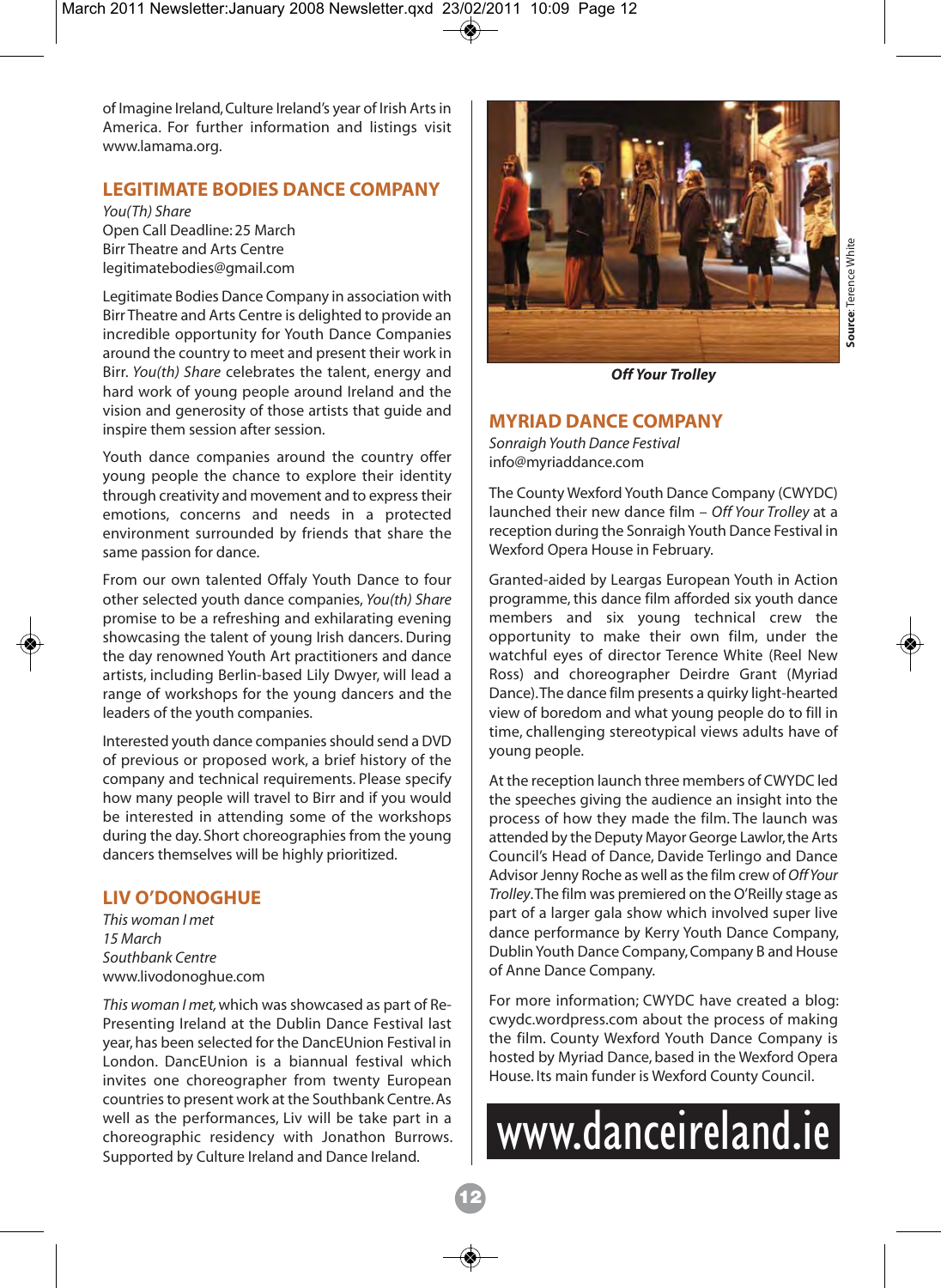of Imagine Ireland, Culture Ireland's year of Irish Arts in America. For further information and listings visit www.lamama.org.

## LEGITIMATE BODIES DANCE COMPANY

*You(Th) Share*
Open Call Deadline: 25 March
Birr Theatre and Arts Centre
legitimatebodies@gmail.com

Legitimate Bodies Dance Company in association with Birr Theatre and Arts Centre is delighted to provide an incredible opportunity for Youth Dance Companies around the country to meet and present their work in Birr. *You(th) Share* celebrates the talent, energy and hard work of young people around Ireland and the vision and generosity of those artists that guide and inspire them session after session.

Youth dance companies around the country offer young people the chance to explore their identity through creativity and movement and to express their emotions, concerns and needs in a protected environment surrounded by friends that share the same passion for dance.

From our own talented Offaly Youth Dance to four other selected youth dance companies, *You(th) Share* promise to be a refreshing and exhilarating evening showcasing the talent of young Irish dancers. During the day renowned Youth Art practitioners and dance artists, including Berlin-based Lily Dwyer, will lead a range of workshops for the young dancers and the leaders of the youth companies.

Interested youth dance companies should send a DVD of previous or proposed work, a brief history of the company and technical requirements. Please specify how many people will travel to Birr and if you would be interested in attending some of the workshops during the day. Short choreographies from the young dancers themselves will be highly prioritized.

## LIV O'DONOGHUE

*This woman I met*
*15 March*
*Southbank Centre*
www.livodonoghue.com

*This woman I met,* which was showcased as part of Re-Presenting Ireland at the Dublin Dance Festival last year, has been selected for the DancEUnion Festival in London. DancEUnion is a biannual festival which invites one choreographer from twenty European countries to present work at the Southbank Centre. As well as the performances, Liv will be take part in a choreographic residency with Jonathon Burrows. Supported by Culture Ireland and Dance Ireland.

**Source**: Terence White

***Off Your Trolley***

## MYRIAD DANCE COMPANY

*Sonraigh Youth Dance Festival*
info@myriaddance.com

The County Wexford Youth Dance Company (CWYDC) launched their new dance film – *Off Your Trolley* at a reception during the Sonraigh Youth Dance Festival in Wexford Opera House in February.

Granted-aided by Leargas European Youth in Action programme, this dance film afforded six youth dance members and six young technical crew the opportunity to make their own film, under the watchful eyes of director Terence White (Reel New Ross) and choreographer Deirdre Grant (Myriad Dance). The dance film presents a quirky light-hearted view of boredom and what young people do to fill in time, challenging stereotypical views adults have of young people.

At the reception launch three members of CWYDC led the speeches giving the audience an insight into the process of how they made the film. The launch was attended by the Deputy Mayor George Lawlor, the Arts Council's Head of Dance, Davide Terlingo and Dance Advisor Jenny Roche as well as the film crew of *Off Your Trolley*. The film was premiered on the O'Reilly stage as part of a larger gala show which involved super live dance performance by Kerry Youth Dance Company, Dublin Youth Dance Company, Company B and House of Anne Dance Company.

For more information; CWYDC have created a blog: cwydc.wordpress.com about the process of making the film. County Wexford Youth Dance Company is hosted by Myriad Dance, based in the Wexford Opera House. Its main funder is Wexford County Council.

www.danceireland.ie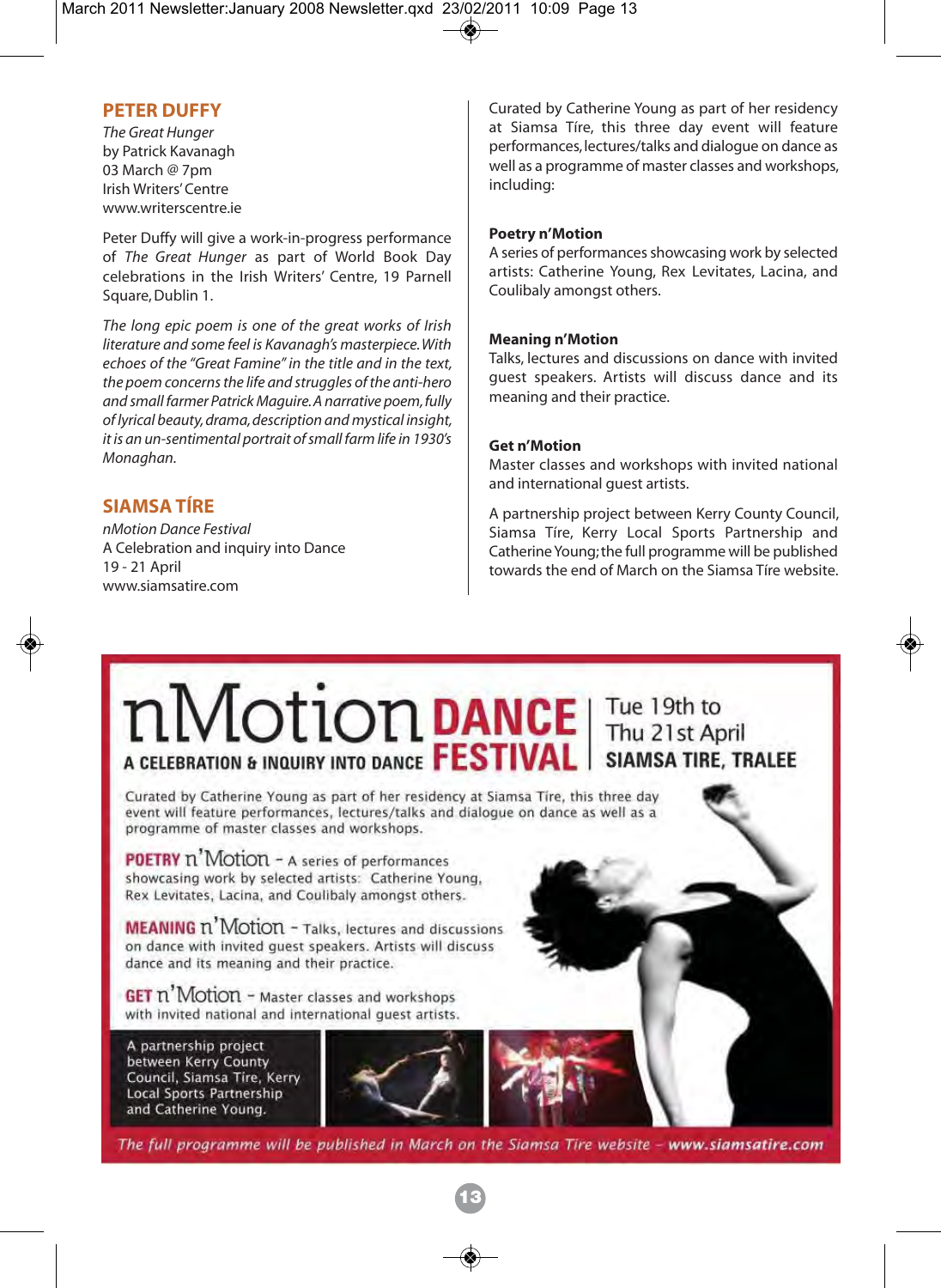## PETER DUFFY

*The Great Hunger*
by Patrick Kavanagh
03 March @ 7pm
Irish Writers' Centre
www.writerscentre.ie

Peter Duffy will give a work-in-progress performance of *The Great Hunger* as part of World Book Day celebrations in the Irish Writers' Centre, 19 Parnell Square, Dublin 1.

*The long epic poem is one of the great works of Irish literature and some feel is Kavanagh's masterpiece. With echoes of the "Great Famine" in the title and in the text, the poem concerns the life and struggles of the anti-hero and small farmer Patrick Maguire. A narrative poem, fully of lyrical beauty, drama, description and mystical insight, it is an un-sentimental portrait of small farm life in 1930's Monaghan.*

## SIAMSA TÍRE

*nMotion Dance Festival*
A Celebration and inquiry into Dance
19 - 21 April
www.siamsatire.com

Curated by Catherine Young as part of her residency at Siamsa Tíre, this three day event will feature performances, lectures/talks and dialogue on dance as well as a programme of master classes and workshops, including:

**Poetry n'Motion**
A series of performances showcasing work by selected artists: Catherine Young, Rex Levitates, Lacina, and Coulibaly amongst others.

**Meaning n'Motion**
Talks, lectures and discussions on dance with invited guest speakers. Artists will discuss dance and its meaning and their practice.

**Get n'Motion**
Master classes and workshops with invited national and international guest artists.

A partnership project between Kerry County Council, Siamsa Tíre, Kerry Local Sports Partnership and Catherine Young; the full programme will be published towards the end of March on the Siamsa Tíre website.

---

# nMotion DANCE FESTIVAL

**A CELEBRATION & INQUIRY INTO DANCE**

Tue 19th to Thu 21st April
**SIAMSA TIRE, TRALEE**

Curated by Catherine Young as part of her residency at Siamsa Tire, this three day event will feature performances, lectures/talks and dialogue on dance as well as a programme of master classes and workshops.

**POETRY** n'Motion – A series of performances showcasing work by selected artists: Catherine Young, Rex Levitates, Lacina, and Coulibaly amongst others.

**MEANING** n'Motion – Talks, lectures and discussions on dance with invited guest speakers. Artists will discuss dance and its meaning and their practice.

**GET** n'Motion – Master classes and workshops with invited national and international guest artists.

A partnership project between Kerry County Council, Siamsa Tire, Kerry Local Sports Partnership and Catherine Young.

*The full programme will be published in March on the Siamsa Tire website – **www.siamsatire.com***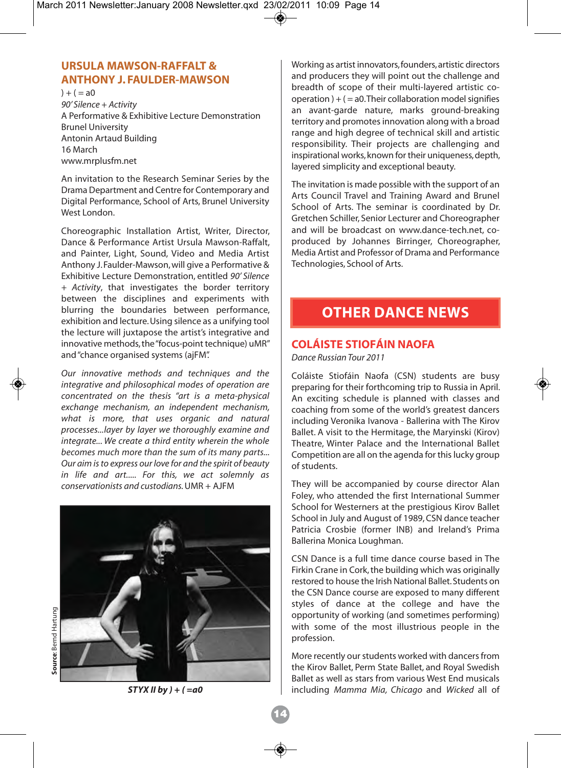## URSULA MAWSON-RAFFALT & ANTHONY J. FAULDER-MAWSON

) + ( = a0
*90' Silence + Activity*
A Performative & Exhibitive Lecture Demonstration
Brunel University
Antonin Artaud Building
16 March
www.mrplusfm.net

An invitation to the Research Seminar Series by the Drama Department and Centre for Contemporary and Digital Performance, School of Arts, Brunel University West London.

Choreographic Installation Artist, Writer, Director, Dance & Performance Artist Ursula Mawson-Raffalt, and Painter, Light, Sound, Video and Media Artist Anthony J. Faulder-Mawson, will give a Performative & Exhibitive Lecture Demonstration, entitled *90' Silence + Activity*, that investigates the border territory between the disciplines and experiments with blurring the boundaries between performance, exhibition and lecture. Using silence as a unifying tool the lecture will juxtapose the artist's integrative and innovative methods, the "focus-point technique) uMR" and "chance organised systems (ajFM".

*Our innovative methods and techniques and the integrative and philosophical modes of operation are concentrated on the thesis "art is a meta-physical exchange mechanism, an independent mechanism, what is more, that uses organic and natural processes...layer by layer we thoroughly examine and integrate... We create a third entity wherein the whole becomes much more than the sum of its many parts... Our aim is to express our love for and the spirit of beauty in life and art..... For this, we act solemnly as conservationists and custodians.* UMR + AJFM

Source: Bernd Hartung

**STYX II by ) + ( =a0**

Working as artist innovators, founders, artistic directors and producers they will point out the challenge and breadth of scope of their multi-layered artistic co-operation ) + ( = a0. Their collaboration model signifies an avant-garde nature, marks ground-breaking territory and promotes innovation along with a broad range and high degree of technical skill and artistic responsibility. Their projects are challenging and inspirational works, known for their uniqueness, depth, layered simplicity and exceptional beauty.

The invitation is made possible with the support of an Arts Council Travel and Training Award and Brunel School of Arts. The seminar is coordinated by Dr. Gretchen Schiller, Senior Lecturer and Choreographer and will be broadcast on www.dance-tech.net, co-produced by Johannes Birringer, Choreographer, Media Artist and Professor of Drama and Performance Technologies, School of Arts.

# OTHER DANCE NEWS

## COLÁISTE STIOFÁIN NAOFA

*Dance Russian Tour 2011*

Coláiste Stiofáin Naofa (CSN) students are busy preparing for their forthcoming trip to Russia in April. An exciting schedule is planned with classes and coaching from some of the world's greatest dancers including Veronika Ivanova - Ballerina with The Kirov Ballet. A visit to the Hermitage, the Maryinski (Kirov) Theatre, Winter Palace and the International Ballet Competition are all on the agenda for this lucky group of students.

They will be accompanied by course director Alan Foley, who attended the first International Summer School for Westerners at the prestigious Kirov Ballet School in July and August of 1989, CSN dance teacher Patricia Crosbie (former INB) and Ireland's Prima Ballerina Monica Loughman.

CSN Dance is a full time dance course based in The Firkin Crane in Cork, the building which was originally restored to house the Irish National Ballet. Students on the CSN Dance course are exposed to many different styles of dance at the college and have the opportunity of working (and sometimes performing) with some of the most illustrious people in the profession.

More recently our students worked with dancers from the Kirov Ballet, Perm State Ballet, and Royal Swedish Ballet as well as stars from various West End musicals including *Mamma Mia, Chicago* and *Wicked* all of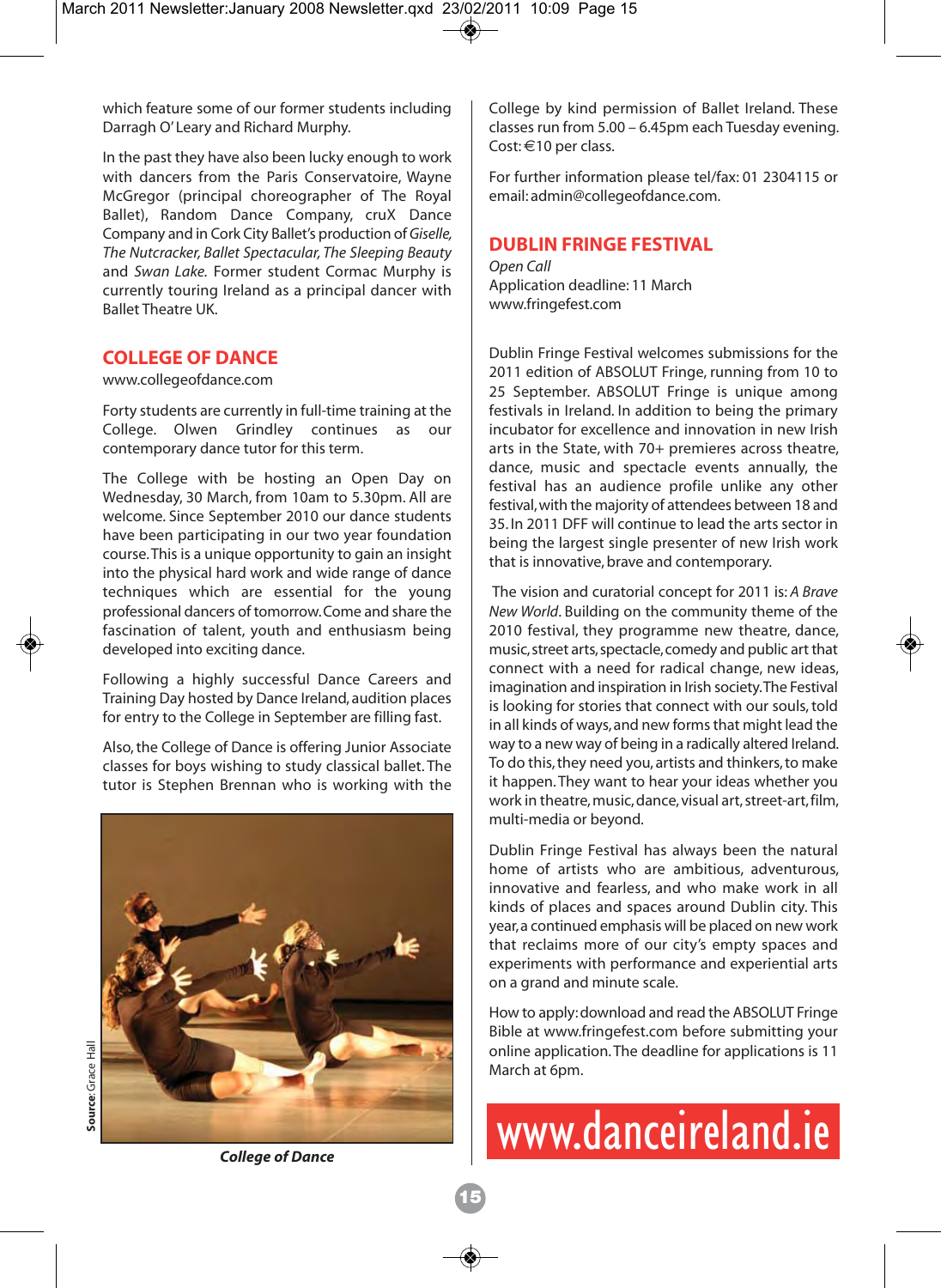which feature some of our former students including Darragh O'Leary and Richard Murphy.

In the past they have also been lucky enough to work with dancers from the Paris Conservatoire, Wayne McGregor (principal choreographer of The Royal Ballet), Random Dance Company, cruX Dance Company and in Cork City Ballet's production of *Giselle, The Nutcracker, Ballet Spectacular, The Sleeping Beauty* and *Swan Lake.* Former student Cormac Murphy is currently touring Ireland as a principal dancer with Ballet Theatre UK.

## COLLEGE OF DANCE

www.collegeofdance.com

Forty students are currently in full-time training at the College. Olwen Grindley continues as our contemporary dance tutor for this term.

The College with be hosting an Open Day on Wednesday, 30 March, from 10am to 5.30pm. All are welcome. Since September 2010 our dance students have been participating in our two year foundation course. This is a unique opportunity to gain an insight into the physical hard work and wide range of dance techniques which are essential for the young professional dancers of tomorrow. Come and share the fascination of talent, youth and enthusiasm being developed into exciting dance.

Following a highly successful Dance Careers and Training Day hosted by Dance Ireland, audition places for entry to the College in September are filling fast.

Also, the College of Dance is offering Junior Associate classes for boys wishing to study classical ballet. The tutor is Stephen Brennan who is working with the College by kind permission of Ballet Ireland. These classes run from 5.00 – 6.45pm each Tuesday evening. Cost: €10 per class.

Source: Grace Hall

***College of Dance***

For further information please tel/fax: 01 2304115 or email: admin@collegeofdance.com.

## DUBLIN FRINGE FESTIVAL

*Open Call*
Application deadline: 11 March
www.fringefest.com

Dublin Fringe Festival welcomes submissions for the 2011 edition of ABSOLUT Fringe, running from 10 to 25 September. ABSOLUT Fringe is unique among festivals in Ireland. In addition to being the primary incubator for excellence and innovation in new Irish arts in the State, with 70+ premieres across theatre, dance, music and spectacle events annually, the festival has an audience profile unlike any other festival, with the majority of attendees between 18 and 35. In 2011 DFF will continue to lead the arts sector in being the largest single presenter of new Irish work that is innovative, brave and contemporary.

The vision and curatorial concept for 2011 is: *A Brave New World*. Building on the community theme of the 2010 festival, they programme new theatre, dance, music, street arts, spectacle, comedy and public art that connect with a need for radical change, new ideas, imagination and inspiration in Irish society. The Festival is looking for stories that connect with our souls, told in all kinds of ways, and new forms that might lead the way to a new way of being in a radically altered Ireland. To do this, they need you, artists and thinkers, to make it happen. They want to hear your ideas whether you work in theatre, music, dance, visual art, street-art, film, multi-media or beyond.

Dublin Fringe Festival has always been the natural home of artists who are ambitious, adventurous, innovative and fearless, and who make work in all kinds of places and spaces around Dublin city. This year, a continued emphasis will be placed on new work that reclaims more of our city's empty spaces and experiments with performance and experiential arts on a grand and minute scale.

How to apply: download and read the ABSOLUT Fringe Bible at www.fringefest.com before submitting your online application. The deadline for applications is 11 March at 6pm.

www.danceireland.ie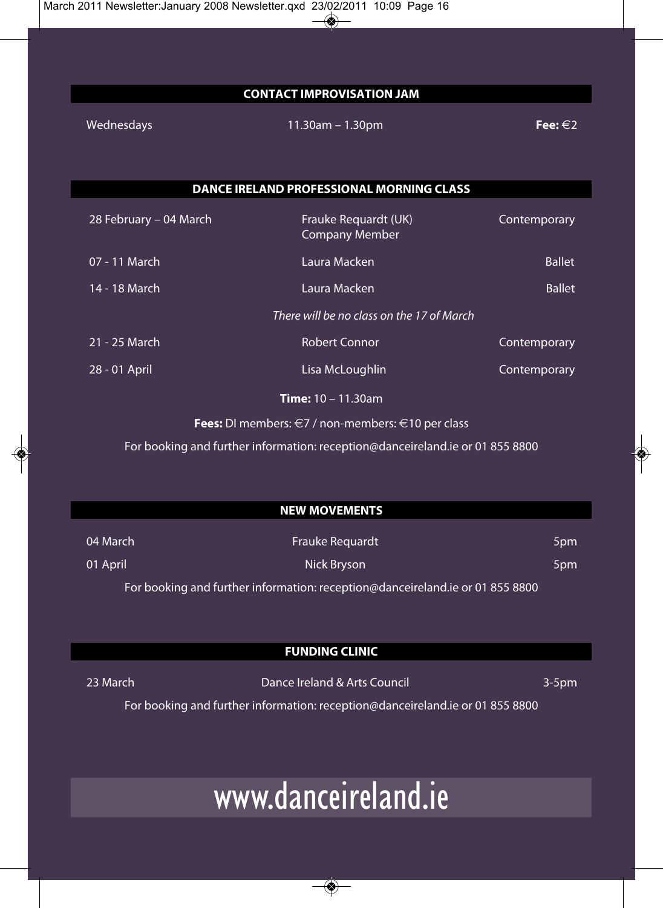## CONTACT IMPROVISATION JAM

| | | |
|---|---|---|
| Wednesdays | 11.30am – 1.30pm | **Fee:** €2 |

## DANCE IRELAND PROFESSIONAL MORNING CLASS

| | | |
|---|---|---|
| 28 February – 04 March | Frauke Requardt (UK) Company Member | Contemporary |
| 07 - 11 March | Laura Macken | Ballet |
| 14 - 18 March | Laura Macken | Ballet |
| | *There will be no class on the 17 of March* | |
| 21 - 25 March | Robert Connor | Contemporary |
| 28 - 01 April | Lisa McLoughlin | Contemporary |

**Time:** 10 – 11.30am

**Fees:** DI members: €7 / non-members: €10 per class

For booking and further information: reception@danceireland.ie or 01 855 8800

## NEW MOVEMENTS

| | | |
|---|---|---|
| 04 March | Frauke Requardt | 5pm |
| 01 April | Nick Bryson | 5pm |

For booking and further information: reception@danceireland.ie or 01 855 8800

## FUNDING CLINIC

| | | |
|---|---|---|
| 23 March | Dance Ireland & Arts Council | 3-5pm |

For booking and further information: reception@danceireland.ie or 01 855 8800

# www.danceireland.ie